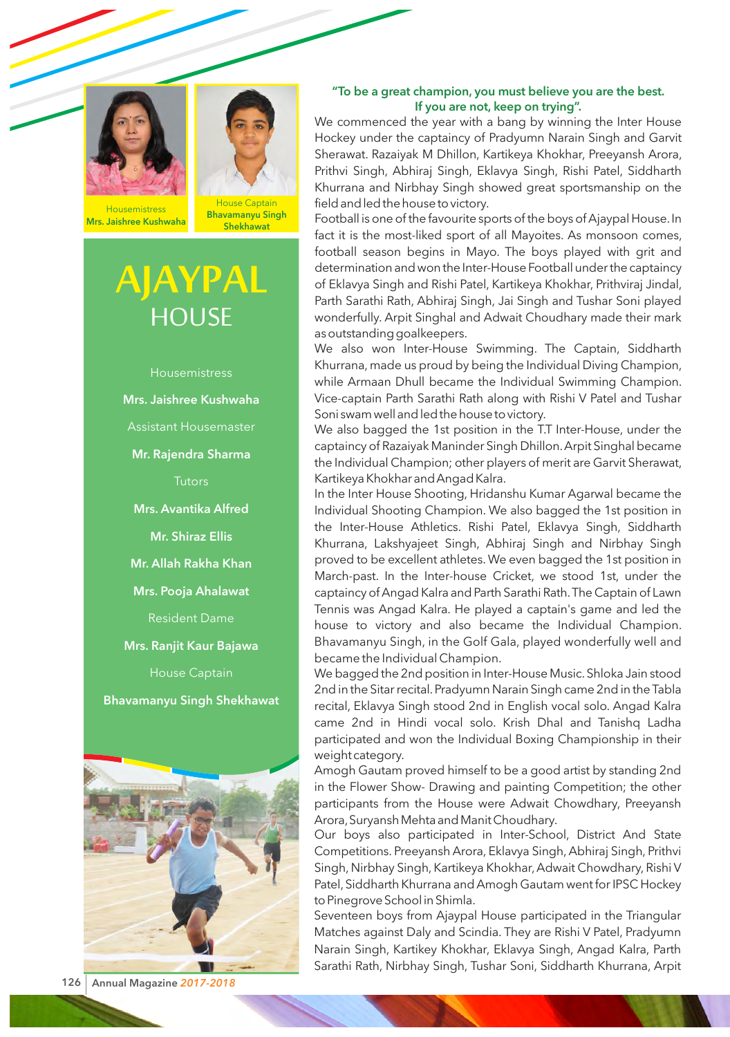Housemistress
**Mrs. Jaishree Kushwaha**

House Captain
**Bhavamanyu Singh Shekhawat**

# AJAYPAL HOUSE

Housemistress

**Mrs. Jaishree Kushwaha**

Assistant Housemaster

**Mr. Rajendra Sharma**

Tutors

**Mrs. Avantika Alfred**

**Mr. Shiraz Ellis**

**Mr. Allah Rakha Khan**

**Mrs. Pooja Ahalawat**

Resident Dame

**Mrs. Ranjit Kaur Bajawa**

House Captain

**Bhavamanyu Singh Shekhawat**

**"To be a great champion, you must believe you are the best. If you are not, keep on trying".**

We commenced the year with a bang by winning the Inter House Hockey under the captaincy of Pradyumn Narain Singh and Garvit Sherawat. Razaiyak M Dhillon, Kartikeya Khokhar, Preeyansh Arora, Prithvi Singh, Abhiraj Singh, Eklavya Singh, Rishi Patel, Siddharth Khurrana and Nirbhay Singh showed great sportsmanship on the field and led the house to victory.

Football is one of the favourite sports of the boys of Ajaypal House. In fact it is the most-liked sport of all Mayoites. As monsoon comes, football season begins in Mayo. The boys played with grit and determination and won the Inter-House Football under the captaincy of Eklavya Singh and Rishi Patel, Kartikeya Khokhar, Prithviraj Jindal, Parth Sarathi Rath, Abhiraj Singh, Jai Singh and Tushar Soni played wonderfully. Arpit Singhal and Adwait Choudhary made their mark as outstanding goalkeepers.

We also won Inter-House Swimming. The Captain, Siddharth Khurrana, made us proud by being the Individual Diving Champion, while Armaan Dhull became the Individual Swimming Champion. Vice-captain Parth Sarathi Rath along with Rishi V Patel and Tushar Soni swam well and led the house to victory.

We also bagged the 1st position in the T.T Inter-House, under the captaincy of Razaiyak Maninder Singh Dhillon. Arpit Singhal became the Individual Champion; other players of merit are Garvit Sherawat, Kartikeya Khokhar and Angad Kalra.

In the Inter House Shooting, Hridanshu Kumar Agarwal became the Individual Shooting Champion. We also bagged the 1st position in the Inter-House Athletics. Rishi Patel, Eklavya Singh, Siddharth Khurrana, Lakshyajeet Singh, Abhiraj Singh and Nirbhay Singh proved to be excellent athletes. We even bagged the 1st position in March-past. In the Inter-house Cricket, we stood 1st, under the captaincy of Angad Kalra and Parth Sarathi Rath. The Captain of Lawn Tennis was Angad Kalra. He played a captain's game and led the house to victory and also became the Individual Champion. Bhavamanyu Singh, in the Golf Gala, played wonderfully well and became the Individual Champion.

We bagged the 2nd position in Inter-House Music. Shloka Jain stood 2nd in the Sitar recital. Pradyumn Narain Singh came 2nd in the Tabla recital, Eklavya Singh stood 2nd in English vocal solo. Angad Kalra came 2nd in Hindi vocal solo. Krish Dhal and Tanishq Ladha participated and won the Individual Boxing Championship in their weight category.

Amogh Gautam proved himself to be a good artist by standing 2nd in the Flower Show- Drawing and painting Competition; the other participants from the House were Adwait Chowdhary, Preeyansh Arora, Suryansh Mehta and Manit Choudhary.

Our boys also participated in Inter-School, District And State Competitions. Preeyansh Arora, Eklavya Singh, Abhiraj Singh, Prithvi Singh, Nirbhay Singh, Kartikeya Khokhar, Adwait Chowdhary, Rishi V Patel, Siddharth Khurrana and Amogh Gautam went for IPSC Hockey to Pinegrove School in Shimla.

Seventeen boys from Ajaypal House participated in the Triangular Matches against Daly and Scindia. They are Rishi V Patel, Pradyumn Narain Singh, Kartikey Khokhar, Eklavya Singh, Angad Kalra, Parth Sarathi Rath, Nirbhay Singh, Tushar Soni, Siddharth Khurrana, Arpit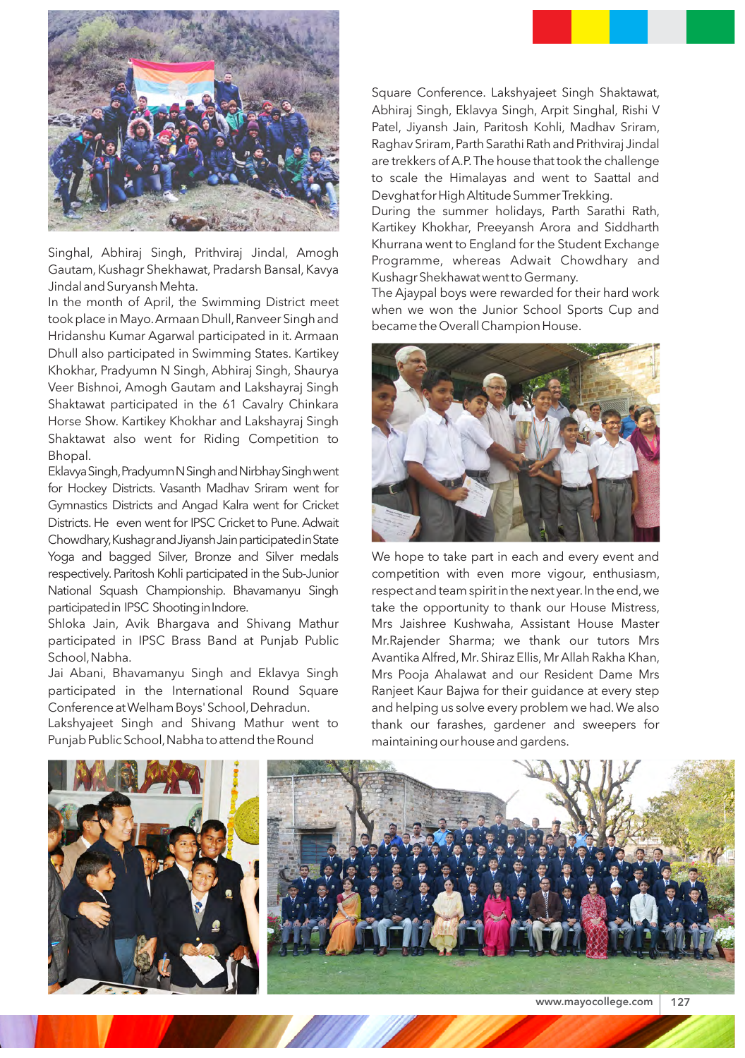Singhal, Abhiraj Singh, Prithviraj Jindal, Amogh Gautam, Kushagr Shekhawat, Pradarsh Bansal, Kavya Jindal and Suryansh Mehta.

In the month of April, the Swimming District meet took place in Mayo. Armaan Dhull, Ranveer Singh and Hridanshu Kumar Agarwal participated in it. Armaan Dhull also participated in Swimming States. Kartikey Khokhar, Pradyumn N Singh, Abhiraj Singh, Shaurya Veer Bishnoi, Amogh Gautam and Lakshayraj Singh Shaktawat participated in the 61 Cavalry Chinkara Horse Show. Kartikey Khokhar and Lakshayraj Singh Shaktawat also went for Riding Competition to Bhopal.

Eklavya Singh, Pradyumn N Singh and Nirbhay Singh went for Hockey Districts. Vasanth Madhav Sriram went for Gymnastics Districts and Angad Kalra went for Cricket Districts. He even went for IPSC Cricket to Pune. Adwait Chowdhary, Kushagr and Jiyansh Jain participated in State Yoga and bagged Silver, Bronze and Silver medals respectively. Paritosh Kohli participated in the Sub-Junior National Squash Championship. Bhavamanyu Singh participated in IPSC Shooting in Indore.

Shloka Jain, Avik Bhargava and Shivang Mathur participated in IPSC Brass Band at Punjab Public School, Nabha.

Jai Abani, Bhavamanyu Singh and Eklavya Singh participated in the International Round Square Conference at Welham Boys' School, Dehradun.

Lakshyajeet Singh and Shivang Mathur went to Punjab Public School, Nabha to attend the Round Square Conference. Lakshyajeet Singh Shaktawat, Abhiraj Singh, Eklavya Singh, Arpit Singhal, Rishi V Patel, Jiyansh Jain, Paritosh Kohli, Madhav Sriram, Raghav Sriram, Parth Sarathi Rath and Prithviraj Jindal are trekkers of A.P. The house that took the challenge to scale the Himalayas and went to Saattal and Devghat for High Altitude Summer Trekking.

During the summer holidays, Parth Sarathi Rath, Kartikey Khokhar, Preeyansh Arora and Siddharth Khurrana went to England for the Student Exchange Programme, whereas Adwait Chowdhary and Kushagr Shekhawat went to Germany.

The Ajaypal boys were rewarded for their hard work when we won the Junior School Sports Cup and became the Overall Champion House.

We hope to take part in each and every event and competition with even more vigour, enthusiasm, respect and team spirit in the next year. In the end, we take the opportunity to thank our House Mistress, Mrs Jaishree Kushwaha, Assistant House Master Mr.Rajender Sharma; we thank our tutors Mrs Avantika Alfred, Mr. Shiraz Ellis, Mr Allah Rakha Khan, Mrs Pooja Ahalawat and our Resident Dame Mrs Ranjeet Kaur Bajwa for their guidance at every step and helping us solve every problem we had. We also thank our farashes, gardener and sweepers for maintaining our house and gardens.